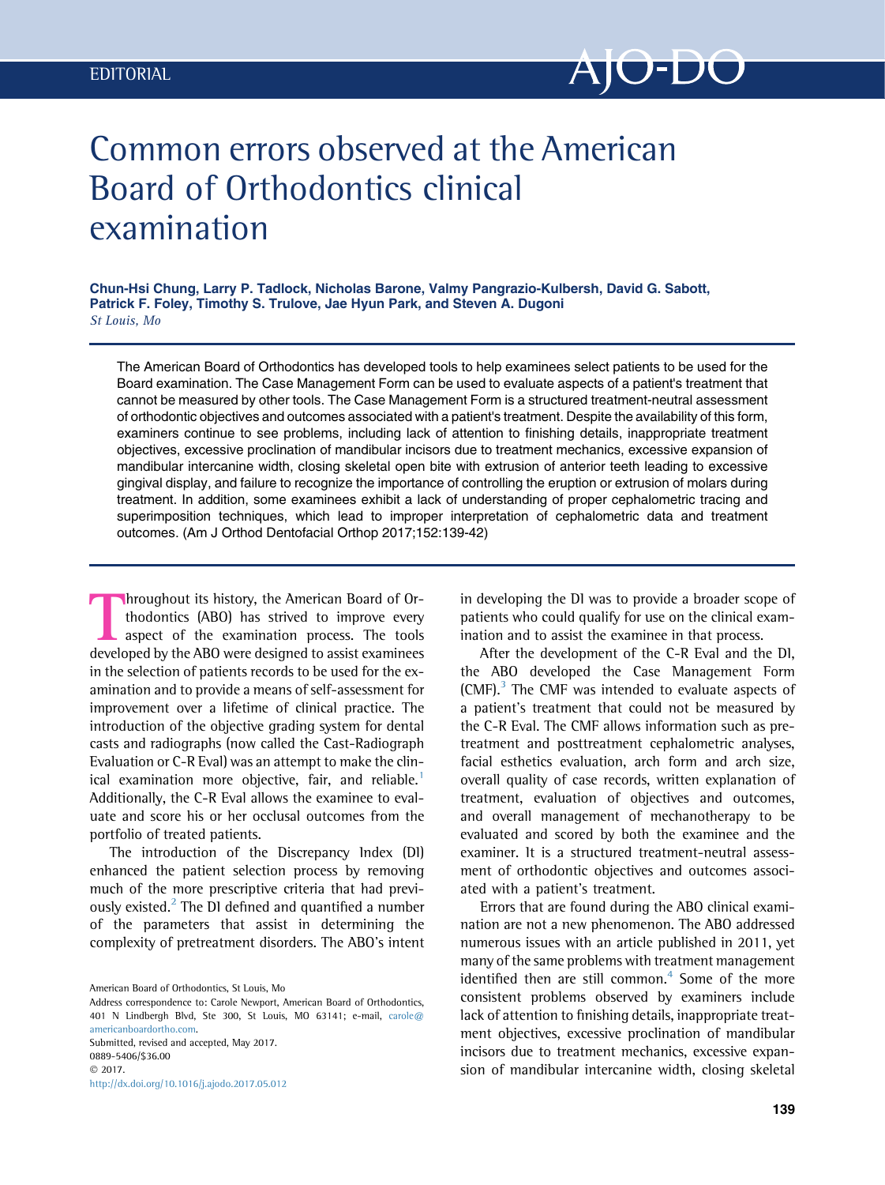EDITORIAL

# Common errors observed at the American Board of Orthodontics clinical examination

**Chun-Hsi Chung, Larry P. Tadlock, Nicholas Barone, Valmy Pangrazio-Kulbersh, David G. Sabott, Patrick F. Foley, Timothy S. Trulove, Jae Hyun Park, and Steven A. Dugoni**
*St Louis, Mo*

The American Board of Orthodontics has developed tools to help examinees select patients to be used for the Board examination. The Case Management Form can be used to evaluate aspects of a patient's treatment that cannot be measured by other tools. The Case Management Form is a structured treatment-neutral assessment of orthodontic objectives and outcomes associated with a patient's treatment. Despite the availability of this form, examiners continue to see problems, including lack of attention to finishing details, inappropriate treatment objectives, excessive proclination of mandibular incisors due to treatment mechanics, excessive expansion of mandibular intercanine width, closing skeletal open bite with extrusion of anterior teeth leading to excessive gingival display, and failure to recognize the importance of controlling the eruption or extrusion of molars during treatment. In addition, some examinees exhibit a lack of understanding of proper cephalometric tracing and superimposition techniques, which lead to improper interpretation of cephalometric data and treatment outcomes. (Am J Orthod Dentofacial Orthop 2017;152:139-42)

Throughout its history, the American Board of Orthodontics (ABO) has strived to improve every aspect of the examination process. The tools developed by the ABO were designed to assist examinees in the selection of patients records to be used for the examination and to provide a means of self-assessment for improvement over a lifetime of clinical practice. The introduction of the objective grading system for dental casts and radiographs (now called the Cast-Radiograph Evaluation or C-R Eval) was an attempt to make the clinical examination more objective, fair, and reliable.[1] Additionally, the C-R Eval allows the examinee to evaluate and score his or her occlusal outcomes from the portfolio of treated patients.

The introduction of the Discrepancy Index (DI) enhanced the patient selection process by removing much of the more prescriptive criteria that had previously existed.[2] The DI defined and quantified a number of the parameters that assist in determining the complexity of pretreatment disorders. The ABO's intent in developing the DI was to provide a broader scope of patients who could qualify for use on the clinical examination and to assist the examinee in that process.

After the development of the C-R Eval and the DI, the ABO developed the Case Management Form (CMF).[3] The CMF was intended to evaluate aspects of a patient's treatment that could not be measured by the C-R Eval. The CMF allows information such as pretreatment and posttreatment cephalometric analyses, facial esthetics evaluation, arch form and arch size, overall quality of case records, written explanation of treatment, evaluation of objectives and outcomes, and overall management of mechanotherapy to be evaluated and scored by both the examinee and the examiner. It is a structured treatment-neutral assessment of orthodontic objectives and outcomes associated with a patient's treatment.

Errors that are found during the ABO clinical examination are not a new phenomenon. The ABO addressed numerous issues with an article published in 2011, yet many of the same problems with treatment management identified then are still common.[4] Some of the more consistent problems observed by examiners include lack of attention to finishing details, inappropriate treatment objectives, excessive proclination of mandibular incisors due to treatment mechanics, excessive expansion of mandibular intercanine width, closing skeletal

American Board of Orthodontics, St Louis, Mo
Address correspondence to: Carole Newport, American Board of Orthodontics, 401 N Lindbergh Blvd, Ste 300, St Louis, MO 63141; e-mail, carole@americanboardortho.com.
Submitted, revised and accepted, May 2017.
0889-5406/$36.00
© 2017.
http://dx.doi.org/10.1016/j.ajodo.2017.05.012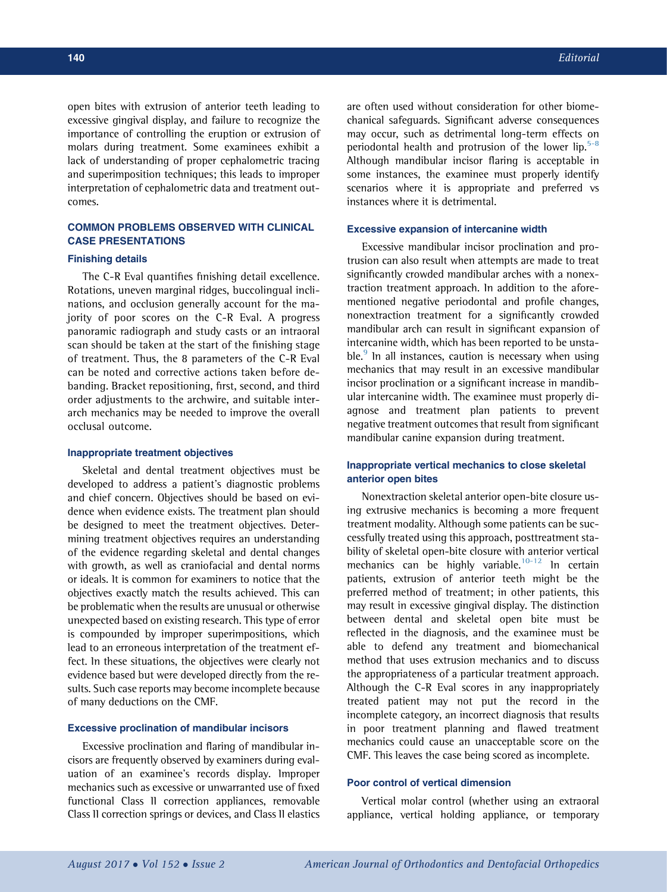open bites with extrusion of anterior teeth leading to excessive gingival display, and failure to recognize the importance of controlling the eruption or extrusion of molars during treatment. Some examinees exhibit a lack of understanding of proper cephalometric tracing and superimposition techniques; this leads to improper interpretation of cephalometric data and treatment outcomes.

## COMMON PROBLEMS OBSERVED WITH CLINICAL CASE PRESENTATIONS

### Finishing details

The C-R Eval quantifies finishing detail excellence. Rotations, uneven marginal ridges, buccolingual inclinations, and occlusion generally account for the majority of poor scores on the C-R Eval. A progress panoramic radiograph and study casts or an intraoral scan should be taken at the start of the finishing stage of treatment. Thus, the 8 parameters of the C-R Eval can be noted and corrective actions taken before debanding. Bracket repositioning, first, second, and third order adjustments to the archwire, and suitable interarch mechanics may be needed to improve the overall occlusal outcome.

### Inappropriate treatment objectives

Skeletal and dental treatment objectives must be developed to address a patient's diagnostic problems and chief concern. Objectives should be based on evidence when evidence exists. The treatment plan should be designed to meet the treatment objectives. Determining treatment objectives requires an understanding of the evidence regarding skeletal and dental changes with growth, as well as craniofacial and dental norms or ideals. It is common for examiners to notice that the objectives exactly match the results achieved. This can be problematic when the results are unusual or otherwise unexpected based on existing research. This type of error is compounded by improper superimpositions, which lead to an erroneous interpretation of the treatment effect. In these situations, the objectives were clearly not evidence based but were developed directly from the results. Such case reports may become incomplete because of many deductions on the CMF.

### Excessive proclination of mandibular incisors

Excessive proclination and flaring of mandibular incisors are frequently observed by examiners during evaluation of an examinee's records display. Improper mechanics such as excessive or unwarranted use of fixed functional Class II correction appliances, removable Class II correction springs or devices, and Class II elastics are often used without consideration for other biomechanical safeguards. Significant adverse consequences may occur, such as detrimental long-term effects on periodontal health and protrusion of the lower lip.[5-8] Although mandibular incisor flaring is acceptable in some instances, the examinee must properly identify scenarios where it is appropriate and preferred vs instances where it is detrimental.

### Excessive expansion of intercanine width

Excessive mandibular incisor proclination and protrusion can also result when attempts are made to treat significantly crowded mandibular arches with a nonextraction treatment approach. In addition to the aforementioned negative periodontal and profile changes, nonextraction treatment for a significantly crowded mandibular arch can result in significant expansion of intercanine width, which has been reported to be unstable.[9] In all instances, caution is necessary when using mechanics that may result in an excessive mandibular incisor proclination or a significant increase in mandibular intercanine width. The examinee must properly diagnose and treatment plan patients to prevent negative treatment outcomes that result from significant mandibular canine expansion during treatment.

### Inappropriate vertical mechanics to close skeletal anterior open bites

Nonextraction skeletal anterior open-bite closure using extrusive mechanics is becoming a more frequent treatment modality. Although some patients can be successfully treated using this approach, posttreatment stability of skeletal open-bite closure with anterior vertical mechanics can be highly variable.[10-12] In certain patients, extrusion of anterior teeth might be the preferred method of treatment; in other patients, this may result in excessive gingival display. The distinction between dental and skeletal open bite must be reflected in the diagnosis, and the examinee must be able to defend any treatment and biomechanical method that uses extrusion mechanics and to discuss the appropriateness of a particular treatment approach. Although the C-R Eval scores in any inappropriately treated patient may not put the record in the incomplete category, an incorrect diagnosis that results in poor treatment planning and flawed treatment mechanics could cause an unacceptable score on the CMF. This leaves the case being scored as incomplete.

### Poor control of vertical dimension

Vertical molar control (whether using an extraoral appliance, vertical holding appliance, or temporary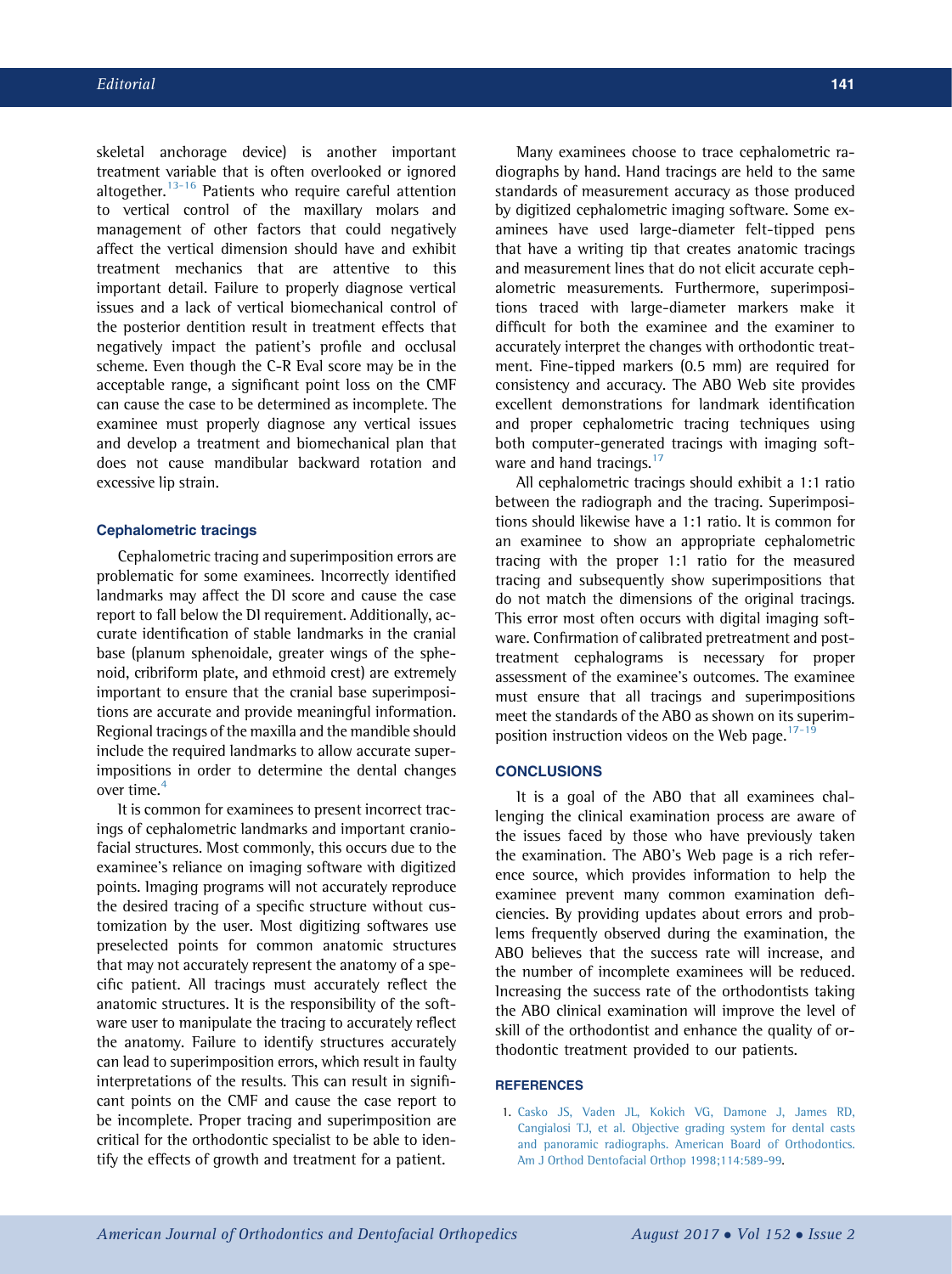skeletal anchorage device) is another important treatment variable that is often overlooked or ignored altogether.[13-16] Patients who require careful attention to vertical control of the maxillary molars and management of other factors that could negatively affect the vertical dimension should have and exhibit treatment mechanics that are attentive to this important detail. Failure to properly diagnose vertical issues and a lack of vertical biomechanical control of the posterior dentition result in treatment effects that negatively impact the patient's profile and occlusal scheme. Even though the C-R Eval score may be in the acceptable range, a significant point loss on the CMF can cause the case to be determined as incomplete. The examinee must properly diagnose any vertical issues and develop a treatment and biomechanical plan that does not cause mandibular backward rotation and excessive lip strain.

### Cephalometric tracings

Cephalometric tracing and superimposition errors are problematic for some examinees. Incorrectly identified landmarks may affect the DI score and cause the case report to fall below the DI requirement. Additionally, accurate identification of stable landmarks in the cranial base (planum sphenoidale, greater wings of the sphenoid, cribriform plate, and ethmoid crest) are extremely important to ensure that the cranial base superimpositions are accurate and provide meaningful information. Regional tracings of the maxilla and the mandible should include the required landmarks to allow accurate superimpositions in order to determine the dental changes over time.[4]

It is common for examinees to present incorrect tracings of cephalometric landmarks and important craniofacial structures. Most commonly, this occurs due to the examinee's reliance on imaging software with digitized points. Imaging programs will not accurately reproduce the desired tracing of a specific structure without customization by the user. Most digitizing softwares use preselected points for common anatomic structures that may not accurately represent the anatomy of a specific patient. All tracings must accurately reflect the anatomic structures. It is the responsibility of the software user to manipulate the tracing to accurately reflect the anatomy. Failure to identify structures accurately can lead to superimposition errors, which result in faulty interpretations of the results. This can result in significant points on the CMF and cause the case report to be incomplete. Proper tracing and superimposition are critical for the orthodontic specialist to be able to identify the effects of growth and treatment for a patient.

Many examinees choose to trace cephalometric radiographs by hand. Hand tracings are held to the same standards of measurement accuracy as those produced by digitized cephalometric imaging software. Some examinees have used large-diameter felt-tipped pens that have a writing tip that creates anatomic tracings and measurement lines that do not elicit accurate cephalometric measurements. Furthermore, superimpositions traced with large-diameter markers make it difficult for both the examinee and the examiner to accurately interpret the changes with orthodontic treatment. Fine-tipped markers (0.5 mm) are required for consistency and accuracy. The ABO Web site provides excellent demonstrations for landmark identification and proper cephalometric tracing techniques using both computer-generated tracings with imaging software and hand tracings.[17]

All cephalometric tracings should exhibit a 1:1 ratio between the radiograph and the tracing. Superimpositions should likewise have a 1:1 ratio. It is common for an examinee to show an appropriate cephalometric tracing with the proper 1:1 ratio for the measured tracing and subsequently show superimpositions that do not match the dimensions of the original tracings. This error most often occurs with digital imaging software. Confirmation of calibrated pretreatment and posttreatment cephalograms is necessary for proper assessment of the examinee's outcomes. The examinee must ensure that all tracings and superimpositions meet the standards of the ABO as shown on its superimposition instruction videos on the Web page.[17-19]

## CONCLUSIONS

It is a goal of the ABO that all examinees challenging the clinical examination process are aware of the issues faced by those who have previously taken the examination. The ABO's Web page is a rich reference source, which provides information to help the examinee prevent many common examination deficiencies. By providing updates about errors and problems frequently observed during the examination, the ABO believes that the success rate will increase, and the number of incomplete examinees will be reduced. Increasing the success rate of the orthodontists taking the ABO clinical examination will improve the level of skill of the orthodontist and enhance the quality of orthodontic treatment provided to our patients.

## REFERENCES

1. Casko JS, Vaden JL, Kokich VG, Damone J, James RD, Cangialosi TJ, et al. Objective grading system for dental casts and panoramic radiographs. American Board of Orthodontics. Am J Orthod Dentofacial Orthop 1998;114:589-99.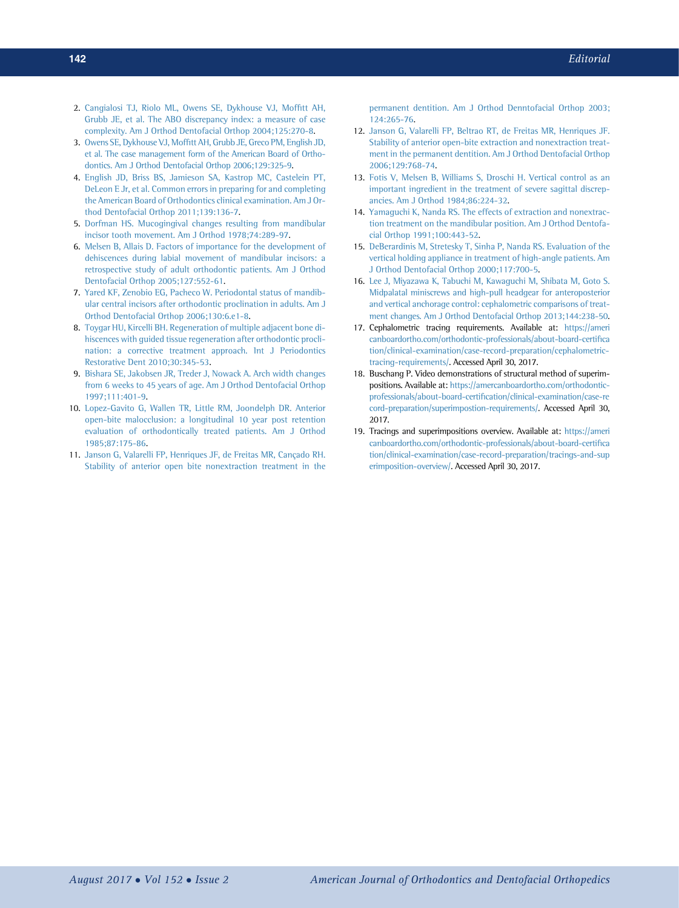2. Cangialosi TJ, Riolo ML, Owens SE, Dykhouse VJ, Moffitt AH, Grubb JE, et al. The ABO discrepancy index: a measure of case complexity. Am J Orthod Dentofacial Orthop 2004;125:270-8.
3. Owens SE, Dykhouse VJ, Moffitt AH, Grubb JE, Greco PM, English JD, et al. The case management form of the American Board of Orthodontics. Am J Orthod Dentofacial Orthop 2006;129:325-9.
4. English JD, Briss BS, Jamieson SA, Kastrop MC, Castelein PT, DeLeon E Jr, et al. Common errors in preparing for and completing the American Board of Orthodontics clinical examination. Am J Orthod Dentofacial Orthop 2011;139:136-7.
5. Dorfman HS. Mucogingival changes resulting from mandibular incisor tooth movement. Am J Orthod 1978;74:289-97.
6. Melsen B, Allais D. Factors of importance for the development of dehiscences during labial movement of mandibular incisors: a retrospective study of adult orthodontic patients. Am J Orthod Dentofacial Orthop 2005;127:552-61.
7. Yared KF, Zenobio EG, Pacheco W. Periodontal status of mandibular central incisors after orthodontic proclination in adults. Am J Orthod Dentofacial Orthop 2006;130:6.e1-8.
8. Toygar HU, Kircelli BH. Regeneration of multiple adjacent bone dihiscences with guided tissue regeneration after orthodontic proclination: a corrective treatment approach. Int J Periodontics Restorative Dent 2010;30:345-53.
9. Bishara SE, Jakobsen JR, Treder J, Nowack A. Arch width changes from 6 weeks to 45 years of age. Am J Orthod Dentofacial Orthop 1997;111:401-9.
10. Lopez-Gavito G, Wallen TR, Little RM, Joondelph DR. Anterior open-bite malocclusion: a longitudinal 10 year post retention evaluation of orthodontically treated patients. Am J Orthod 1985;87:175-86.
11. Janson G, Valarelli FP, Henriques JF, de Freitas MR, Cançado RH. Stability of anterior open bite nonextraction treatment in the permanent dentition. Am J Orthod Denntofacial Orthop 2003;124:265-76.
12. Janson G, Valarelli FP, Beltrao RT, de Freitas MR, Henriques JF. Stability of anterior open-bite extraction and nonextraction treatment in the permanent dentition. Am J Orthod Dentofacial Orthop 2006;129:768-74.
13. Fotis V, Melsen B, Williams S, Droschi H. Vertical control as an important ingredient in the treatment of severe sagittal discrepancies. Am J Orthod 1984;86:224-32.
14. Yamaguchi K, Nanda RS. The effects of extraction and nonextraction treatment on the mandibular position. Am J Orthod Dentofacial Orthop 1991;100:443-52.
15. DeBerardinis M, Stretesky T, Sinha P, Nanda RS. Evaluation of the vertical holding appliance in treatment of high-angle patients. Am J Orthod Dentofacial Orthop 2000;117:700-5.
16. Lee J, Miyazawa K, Tabuchi M, Kawaguchi M, Shibata M, Goto S. Midpalatal miniscrews and high-pull headgear for anteroposterior and vertical anchorage control: cephalometric comparisons of treatment changes. Am J Orthod Dentofacial Orthop 2013;144:238-50.
17. Cephalometric tracing requirements. Available at: https://americanboardortho.com/orthodontic-professionals/about-board-certification/clinical-examination/case-record-preparation/cephalometric-tracing-requirements/. Accessed April 30, 2017.
18. Buschang P. Video demonstrations of structural method of superimpositions. Available at: https://amercanboardortho.com/orthodontic-professionals/about-board-certification/clinical-examination/case-record-preparation/superimpostion-requirements/. Accessed April 30, 2017.
19. Tracings and superimpositions overview. Available at: https://americanboardortho.com/orthodontic-professionals/about-board-certification/clinical-examination/case-record-preparation/tracings-and-superimposition-overview/. Accessed April 30, 2017.